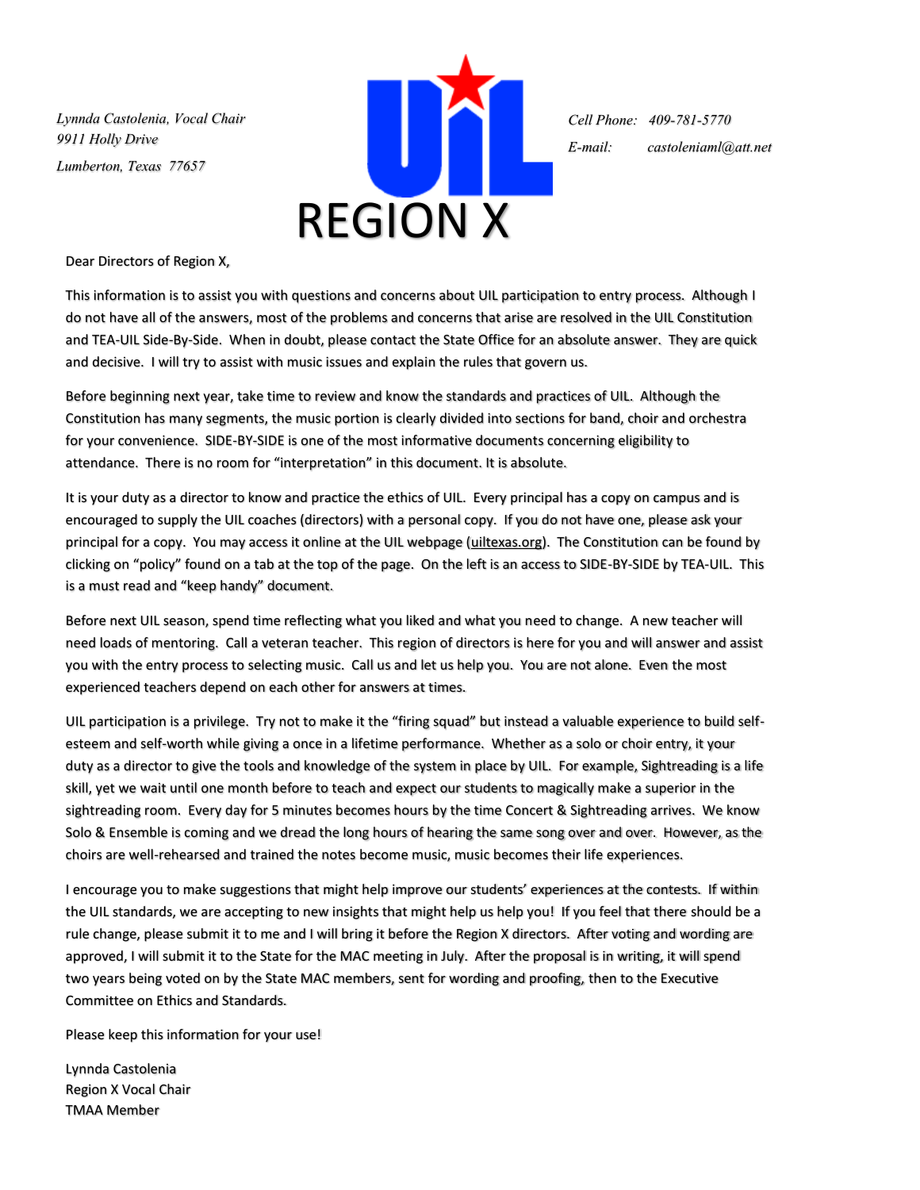*Lynnda Castolenia, Vocal Chair*
*9911 Holly Drive*
*Lumberton, Texas 77657*

UIL

# REGION X

*Cell Phone: 409-781-5770*
*E-mail: castoleniaml@att.net*

Dear Directors of Region X,

This information is to assist you with questions and concerns about UIL participation to entry process. Although I do not have all of the answers, most of the problems and concerns that arise are resolved in the UIL Constitution and TEA-UIL Side-By-Side. When in doubt, please contact the State Office for an absolute answer. They are quick and decisive. I will try to assist with music issues and explain the rules that govern us.

Before beginning next year, take time to review and know the standards and practices of UIL. Although the Constitution has many segments, the music portion is clearly divided into sections for band, choir and orchestra for your convenience. SIDE-BY-SIDE is one of the most informative documents concerning eligibility to attendance. There is no room for "interpretation" in this document. It is absolute.

It is your duty as a director to know and practice the ethics of UIL. Every principal has a copy on campus and is encouraged to supply the UIL coaches (directors) with a personal copy. If you do not have one, please ask your principal for a copy. You may access it online at the UIL webpage (uiltexas.org). The Constitution can be found by clicking on "policy" found on a tab at the top of the page. On the left is an access to SIDE-BY-SIDE by TEA-UIL. This is a must read and "keep handy" document.

Before next UIL season, spend time reflecting what you liked and what you need to change. A new teacher will need loads of mentoring. Call a veteran teacher. This region of directors is here for you and will answer and assist you with the entry process to selecting music. Call us and let us help you. You are not alone. Even the most experienced teachers depend on each other for answers at times.

UIL participation is a privilege. Try not to make it the "firing squad" but instead a valuable experience to build self-esteem and self-worth while giving a once in a lifetime performance. Whether as a solo or choir entry, it your duty as a director to give the tools and knowledge of the system in place by UIL. For example, Sightreading is a life skill, yet we wait until one month before to teach and expect our students to magically make a superior in the sightreading room. Every day for 5 minutes becomes hours by the time Concert & Sightreading arrives. We know Solo & Ensemble is coming and we dread the long hours of hearing the same song over and over. However, as the choirs are well-rehearsed and trained the notes become music, music becomes their life experiences.

I encourage you to make suggestions that might help improve our students' experiences at the contests. If within the UIL standards, we are accepting to new insights that might help us help you! If you feel that there should be a rule change, please submit it to me and I will bring it before the Region X directors. After voting and wording are approved, I will submit it to the State for the MAC meeting in July. After the proposal is in writing, it will spend two years being voted on by the State MAC members, sent for wording and proofing, then to the Executive Committee on Ethics and Standards.

Please keep this information for your use!

Lynnda Castolenia
Region X Vocal Chair
TMAA Member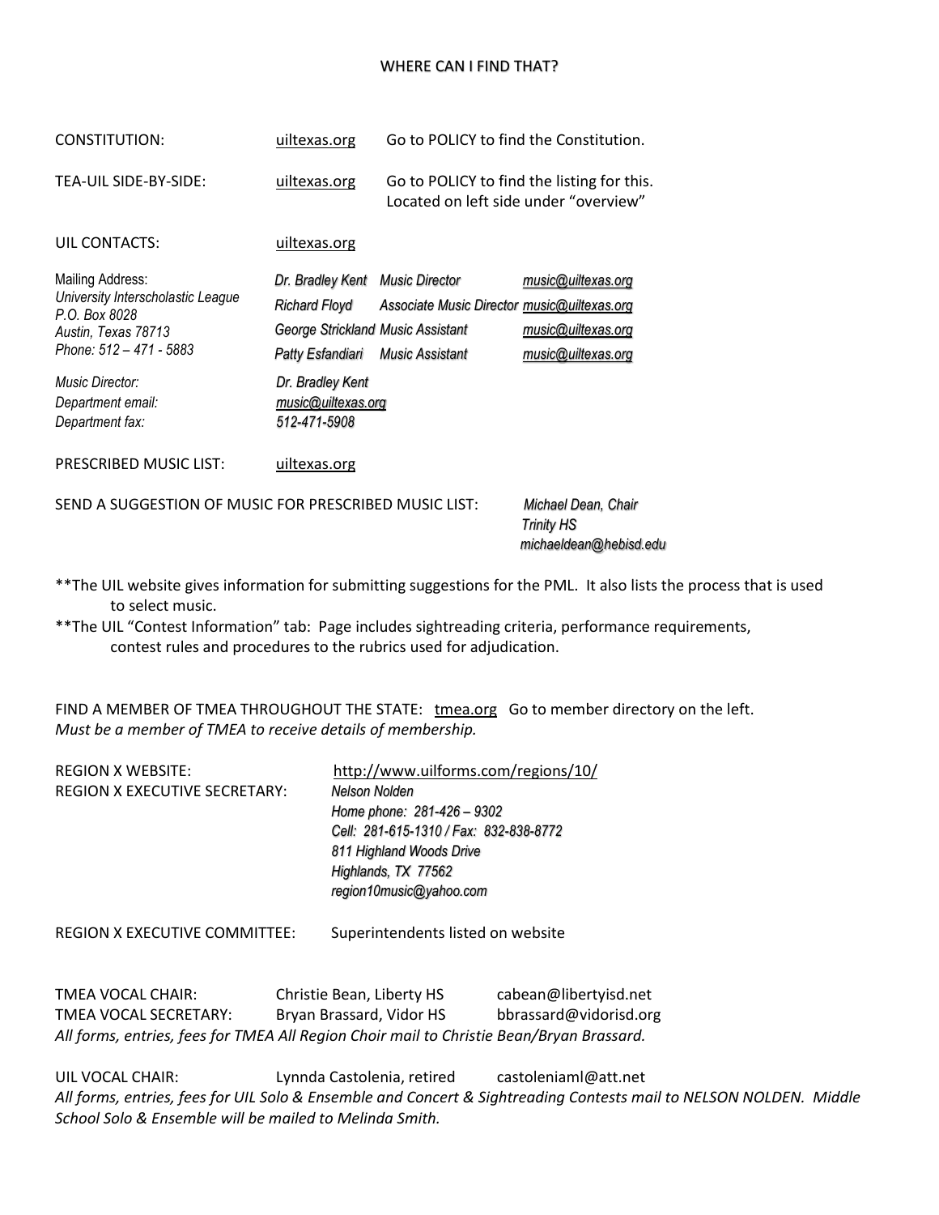## WHERE CAN I FIND THAT?

| | | |
|---|---|---|
| CONSTITUTION: | uiltexas.org | Go to POLICY to find the Constitution. |
| TEA-UIL SIDE-BY-SIDE: | uiltexas.org | Go to POLICY to find the listing for this. Located on left side under "overview" |
| UIL CONTACTS: | uiltexas.org | |

| | | | |
|---|---|---|---|
| Mailing Address: | *Dr. Bradley Kent* | *Music Director* | *music@uiltexas.org* |
| *University Interscholastic League* | *Richard Floyd* | *Associate Music Director* | *music@uiltexas.org* |
| *P.O. Box 8028* | *George Strickland* | *Music Assistant* | *music@uiltexas.org* |
| *Austin, Texas 78713* | *Patty Esfandiari* | *Music Assistant* | *music@uiltexas.org* |
| *Phone: 512 – 471 - 5883* | | | |

| | |
|---|---|
| *Music Director:* | *Dr. Bradley Kent* |
| *Department email:* | *music@uiltexas.org* |
| *Department fax:* | *512-471-5908* |

PRESCRIBED MUSIC LIST: uiltexas.org

SEND A SUGGESTION OF MUSIC FOR PRESCRIBED MUSIC LIST: *Michael Dean, Chair*
*Trinity HS*
*michaeldean@hebisd.edu*

**The UIL website gives information for submitting suggestions for the PML. It also lists the process that is used to select music.

**The UIL "Contest Information" tab: Page includes sightreading criteria, performance requirements, contest rules and procedures to the rubrics used for adjudication.

FIND A MEMBER OF TMEA THROUGHOUT THE STATE: tmea.org Go to member directory on the left.
*Must be a member of TMEA to receive details of membership.*

REGION X WEBSITE: http://www.uilforms.com/regions/10/

REGION X EXECUTIVE SECRETARY: *Nelson Nolden*
*Home phone: 281-426 – 9302*
*Cell: 281-615-1310 / Fax: 832-838-8772*
*811 Highland Woods Drive*
*Highlands, TX 77562*
*region10music@yahoo.com*

REGION X EXECUTIVE COMMITTEE: Superintendents listed on website

| | | |
|---|---|---|
| TMEA VOCAL CHAIR: | Christie Bean, Liberty HS | cabean@libertyisd.net |
| TMEA VOCAL SECRETARY: | Bryan Brassard, Vidor HS | bbrassard@vidorisd.org |

*All forms, entries, fees for TMEA All Region Choir mail to Christie Bean/Bryan Brassard.*

UIL VOCAL CHAIR: Lynnda Castolenia, retired castoleniaml@att.net

*All forms, entries, fees for UIL Solo & Ensemble and Concert & Sightreading Contests mail to NELSON NOLDEN. Middle School Solo & Ensemble will be mailed to Melinda Smith.*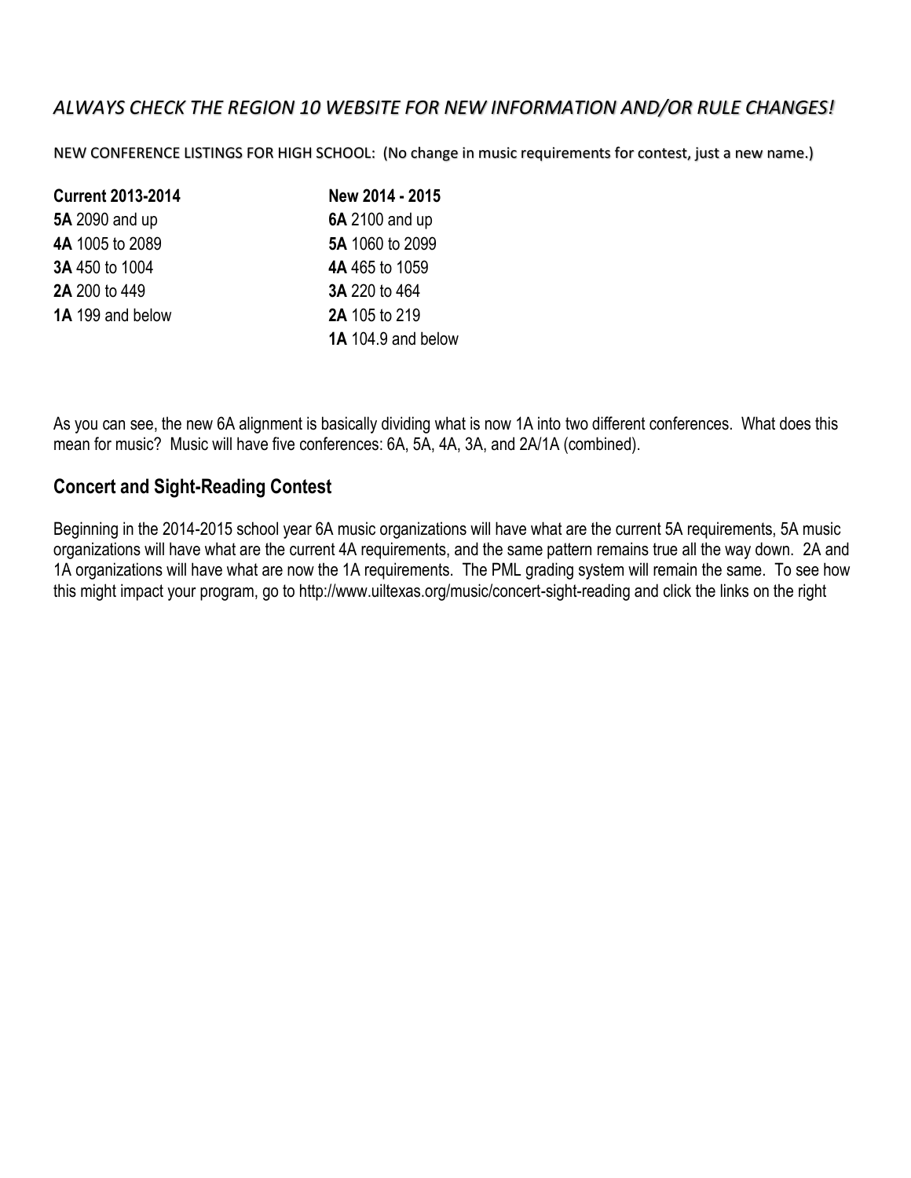*ALWAYS CHECK THE REGION 10 WEBSITE FOR NEW INFORMATION AND/OR RULE CHANGES!*

NEW CONFERENCE LISTINGS FOR HIGH SCHOOL: (No change in music requirements for contest, just a new name.)

| **Current 2013-2014** | **New 2014 - 2015** |
| --- | --- |
| **5A** 2090 and up | **6A** 2100 and up |
| **4A** 1005 to 2089 | **5A** 1060 to 2099 |
| **3A** 450 to 1004 | **4A** 465 to 1059 |
| **2A** 200 to 449 | **3A** 220 to 464 |
| **1A** 199 and below | **2A** 105 to 219 |
| | **1A** 104.9 and below |

As you can see, the new 6A alignment is basically dividing what is now 1A into two different conferences. What does this mean for music? Music will have five conferences: 6A, 5A, 4A, 3A, and 2A/1A (combined).

## Concert and Sight-Reading Contest

Beginning in the 2014-2015 school year 6A music organizations will have what are the current 5A requirements, 5A music organizations will have what are the current 4A requirements, and the same pattern remains true all the way down. 2A and 1A organizations will have what are now the 1A requirements. The PML grading system will remain the same. To see how this might impact your program, go to http://www.uiltexas.org/music/concert-sight-reading and click the links on the right